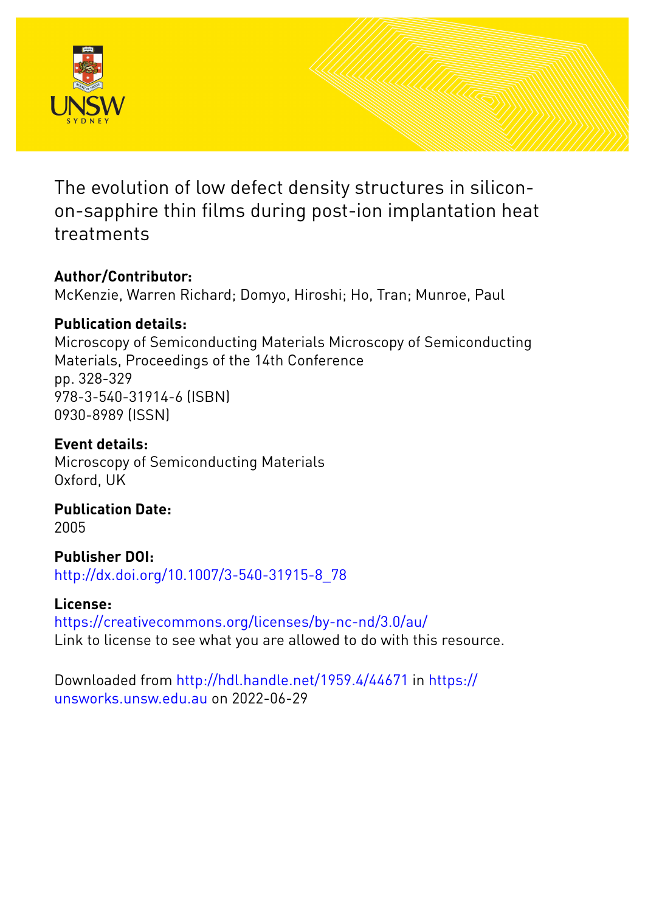# The evolution of low defect density structures in silicon-on-sapphire thin films during post-ion implantation heat treatments

**Author/Contributor:**
McKenzie, Warren Richard; Domyo, Hiroshi; Ho, Tran; Munroe, Paul

**Publication details:**
Microscopy of Semiconducting Materials Microscopy of Semiconducting Materials, Proceedings of the 14th Conference
pp. 328-329
978-3-540-31914-6 (ISBN)
0930-8989 (ISSN)

**Event details:**
Microscopy of Semiconducting Materials
Oxford, UK

**Publication Date:**
2005

**Publisher DOI:**
http://dx.doi.org/10.1007/3-540-31915-8_78

**License:**
https://creativecommons.org/licenses/by-nc-nd/3.0/au/
Link to license to see what you are allowed to do with this resource.

Downloaded from http://hdl.handle.net/1959.4/44671 in https://unsworks.unsw.edu.au on 2022-06-29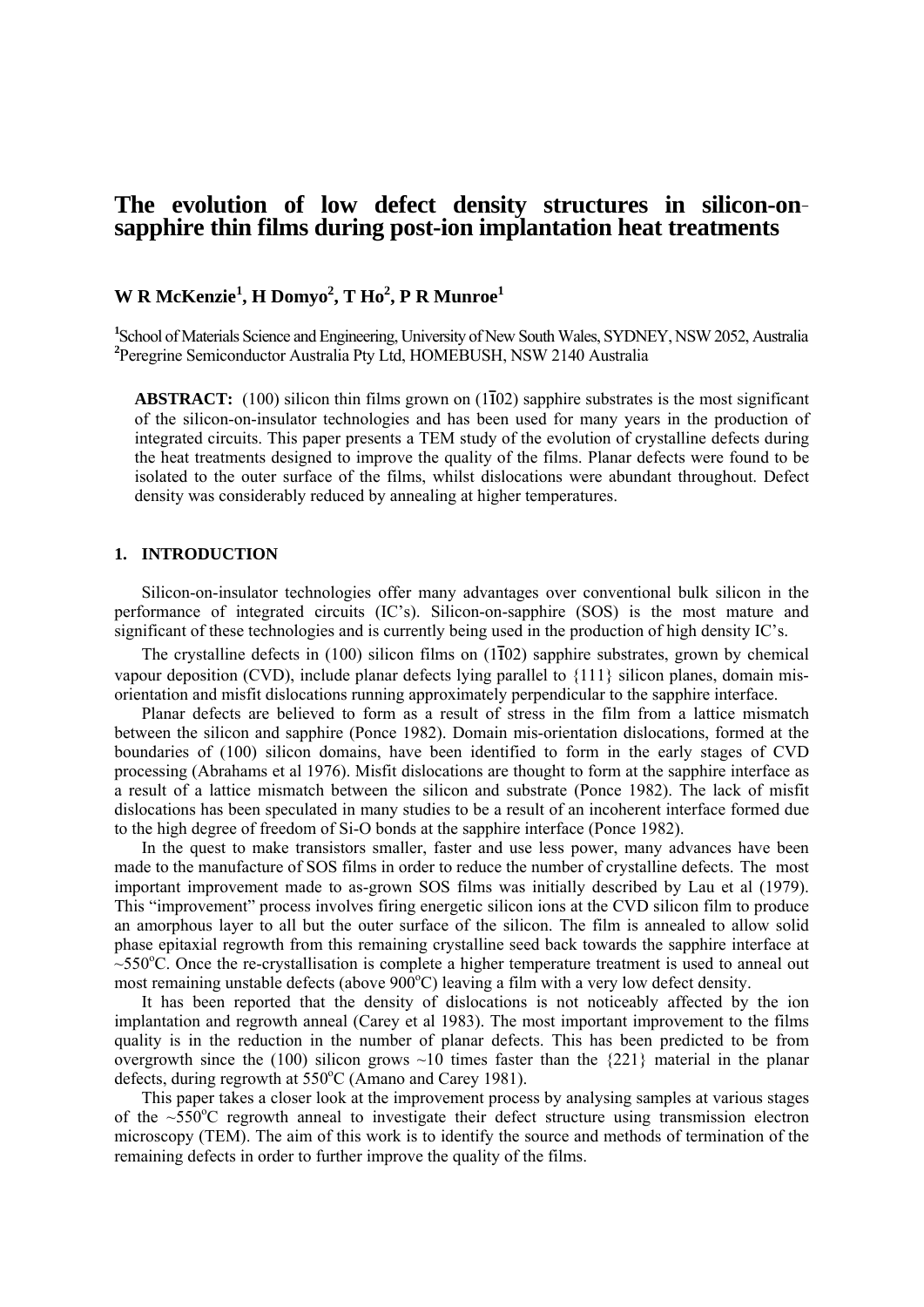# The evolution of low defect density structures in silicon-on-sapphire thin films during post-ion implantation heat treatments

**W R McKenzie[1], H Domyo[2], T Ho[2], P R Munroe[1]**

[1]School of Materials Science and Engineering, University of New South Wales, SYDNEY, NSW 2052, Australia
[2]Peregrine Semiconductor Australia Pty Ltd, HOMEBUSH, NSW 2140 Australia

**ABSTRACT:** (100) silicon thin films grown on $(1\bar{1}02)$ sapphire substrates is the most significant of the silicon-on-insulator technologies and has been used for many years in the production of integrated circuits. This paper presents a TEM study of the evolution of crystalline defects during the heat treatments designed to improve the quality of the films. Planar defects were found to be isolated to the outer surface of the films, whilst dislocations were abundant throughout. Defect density was considerably reduced by annealing at higher temperatures.

## 1. INTRODUCTION

Silicon-on-insulator technologies offer many advantages over conventional bulk silicon in the performance of integrated circuits (IC's). Silicon-on-sapphire (SOS) is the most mature and significant of these technologies and is currently being used in the production of high density IC's.

The crystalline defects in (100) silicon films on $(1\bar{1}02)$ sapphire substrates, grown by chemical vapour deposition (CVD), include planar defects lying parallel to {111} silicon planes, domain mis-orientation and misfit dislocations running approximately perpendicular to the sapphire interface.

Planar defects are believed to form as a result of stress in the film from a lattice mismatch between the silicon and sapphire (Ponce 1982). Domain mis-orientation dislocations, formed at the boundaries of (100) silicon domains, have been identified to form in the early stages of CVD processing (Abrahams et al 1976). Misfit dislocations are thought to form at the sapphire interface as a result of a lattice mismatch between the silicon and substrate (Ponce 1982). The lack of misfit dislocations has been speculated in many studies to be a result of an incoherent interface formed due to the high degree of freedom of Si-O bonds at the sapphire interface (Ponce 1982).

In the quest to make transistors smaller, faster and use less power, many advances have been made to the manufacture of SOS films in order to reduce the number of crystalline defects. The most important improvement made to as-grown SOS films was initially described by Lau et al (1979). This "improvement" process involves firing energetic silicon ions at the CVD silicon film to produce an amorphous layer to all but the outer surface of the silicon. The film is annealed to allow solid phase epitaxial regrowth from this remaining crystalline seed back towards the sapphire interface at ~550°C. Once the re-crystallisation is complete a higher temperature treatment is used to anneal out most remaining unstable defects (above 900°C) leaving a film with a very low defect density.

It has been reported that the density of dislocations is not noticeably affected by the ion implantation and regrowth anneal (Carey et al 1983). The most important improvement to the films quality is in the reduction in the number of planar defects. This has been predicted to be from overgrowth since the (100) silicon grows ~10 times faster than the {221} material in the planar defects, during regrowth at 550°C (Amano and Carey 1981).

This paper takes a closer look at the improvement process by analysing samples at various stages of the ~550°C regrowth anneal to investigate their defect structure using transmission electron microscopy (TEM). The aim of this work is to identify the source and methods of termination of the remaining defects in order to further improve the quality of the films.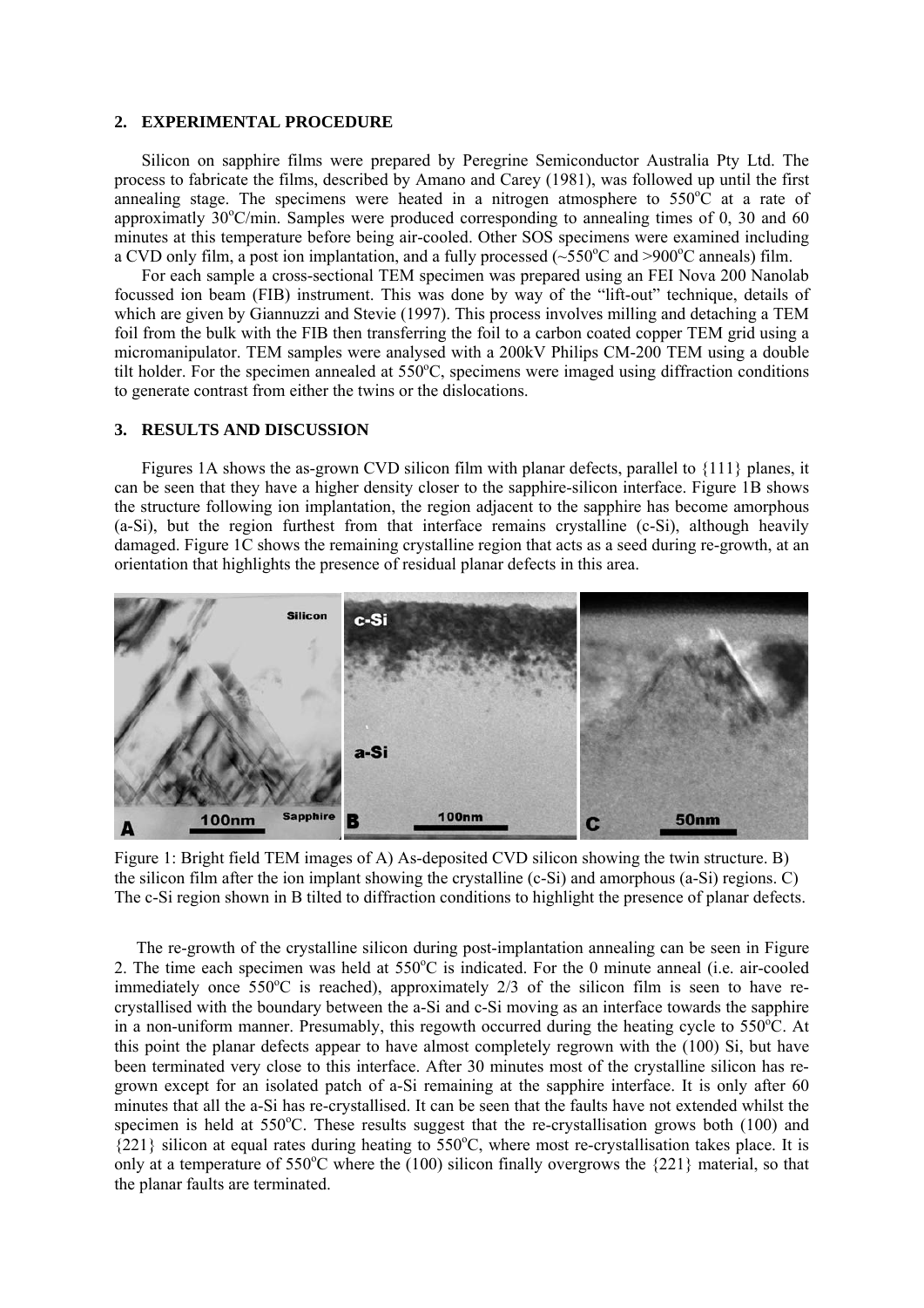## 2. EXPERIMENTAL PROCEDURE

Silicon on sapphire films were prepared by Peregrine Semiconductor Australia Pty Ltd. The process to fabricate the films, described by Amano and Carey (1981), was followed up until the first annealing stage. The specimens were heated in a nitrogen atmosphere to 550°C at a rate of approximatly 30°C/min. Samples were produced corresponding to annealing times of 0, 30 and 60 minutes at this temperature before being air-cooled. Other SOS specimens were examined including a CVD only film, a post ion implantation, and a fully processed (~550°C and >900°C anneals) film.

For each sample a cross-sectional TEM specimen was prepared using an FEI Nova 200 Nanolab focussed ion beam (FIB) instrument. This was done by way of the "lift-out" technique, details of which are given by Giannuzzi and Stevie (1997). This process involves milling and detaching a TEM foil from the bulk with the FIB then transferring the foil to a carbon coated copper TEM grid using a micromanipulator. TEM samples were analysed with a 200kV Philips CM-200 TEM using a double tilt holder. For the specimen annealed at 550°C, specimens were imaged using diffraction conditions to generate contrast from either the twins or the dislocations.

## 3. RESULTS AND DISCUSSION

Figures 1A shows the as-grown CVD silicon film with planar defects, parallel to {111} planes, it can be seen that they have a higher density closer to the sapphire-silicon interface. Figure 1B shows the structure following ion implantation, the region adjacent to the sapphire has become amorphous (a-Si), but the region furthest from that interface remains crystalline (c-Si), although heavily damaged. Figure 1C shows the remaining crystalline region that acts as a seed during re-growth, at an orientation that highlights the presence of residual planar defects in this area.

Figure 1: Bright field TEM images of A) As-deposited CVD silicon showing the twin structure. B) the silicon film after the ion implant showing the crystalline (c-Si) and amorphous (a-Si) regions. C) The c-Si region shown in B tilted to diffraction conditions to highlight the presence of planar defects.

The re-growth of the crystalline silicon during post-implantation annealing can be seen in Figure 2. The time each specimen was held at 550°C is indicated. For the 0 minute anneal (i.e. air-cooled immediately once 550°C is reached), approximately 2/3 of the silicon film is seen to have re-crystallised with the boundary between the a-Si and c-Si moving as an interface towards the sapphire in a non-uniform manner. Presumably, this regowth occurred during the heating cycle to 550°C. At this point the planar defects appear to have almost completely regrown with the (100) Si, but have been terminated very close to this interface. After 30 minutes most of the crystalline silicon has re-grown except for an isolated patch of a-Si remaining at the sapphire interface. It is only after 60 minutes that all the a-Si has re-crystallised. It can be seen that the faults have not extended whilst the specimen is held at 550°C. These results suggest that the re-crystallisation grows both (100) and {221} silicon at equal rates during heating to 550°C, where most re-crystallisation takes place. It is only at a temperature of 550°C where the (100) silicon finally overgrows the {221} material, so that the planar faults are terminated.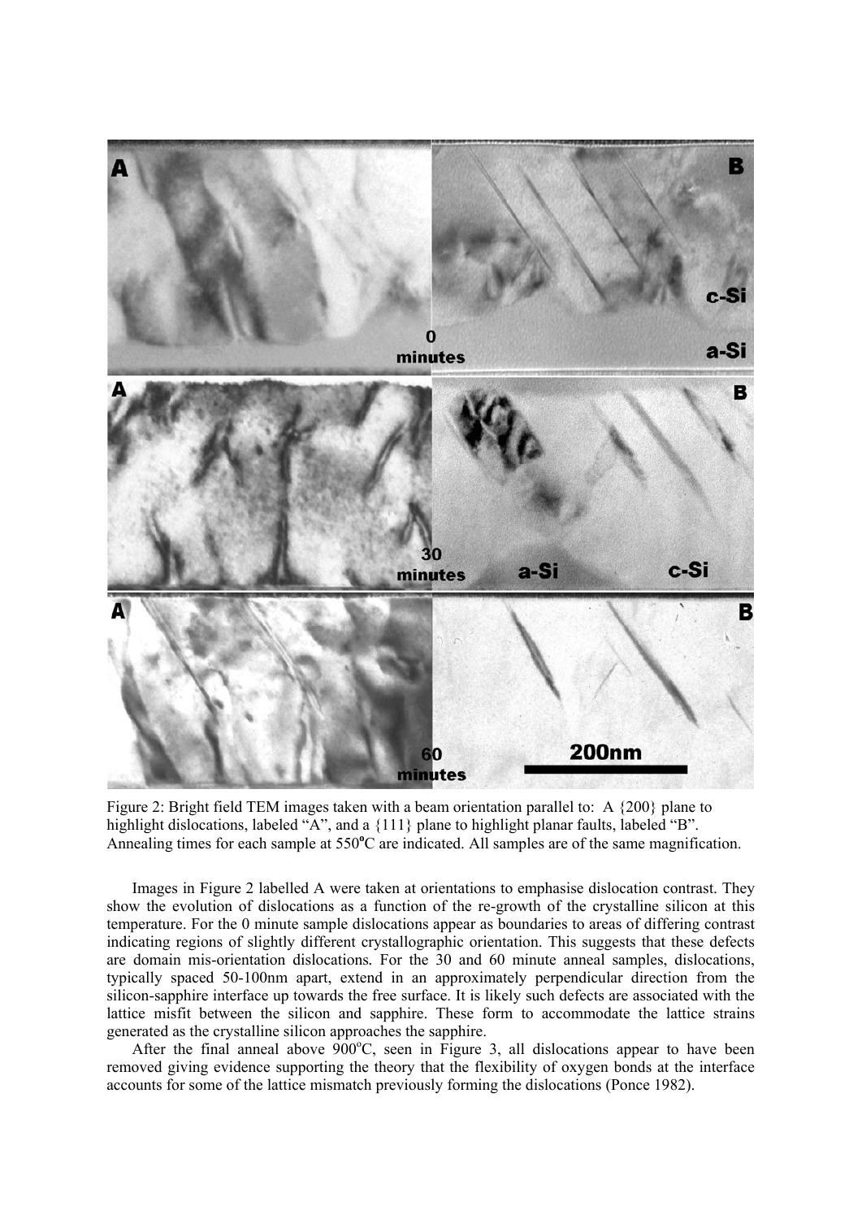Figure 2: Bright field TEM images taken with a beam orientation parallel to: A {200} plane to highlight dislocations, labeled "A", and a {111} plane to highlight planar faults, labeled "B". Annealing times for each sample at 550°C are indicated. All samples are of the same magnification.

Images in Figure 2 labelled A were taken at orientations to emphasise dislocation contrast. They show the evolution of dislocations as a function of the re-growth of the crystalline silicon at this temperature. For the 0 minute sample dislocations appear as boundaries to areas of differing contrast indicating regions of slightly different crystallographic orientation. This suggests that these defects are domain mis-orientation dislocations. For the 30 and 60 minute anneal samples, dislocations, typically spaced 50-100nm apart, extend in an approximately perpendicular direction from the silicon-sapphire interface up towards the free surface. It is likely such defects are associated with the lattice misfit between the silicon and sapphire. These form to accommodate the lattice strains generated as the crystalline silicon approaches the sapphire.

After the final anneal above 900°C, seen in Figure 3, all dislocations appear to have been removed giving evidence supporting the theory that the flexibility of oxygen bonds at the interface accounts for some of the lattice mismatch previously forming the dislocations (Ponce 1982).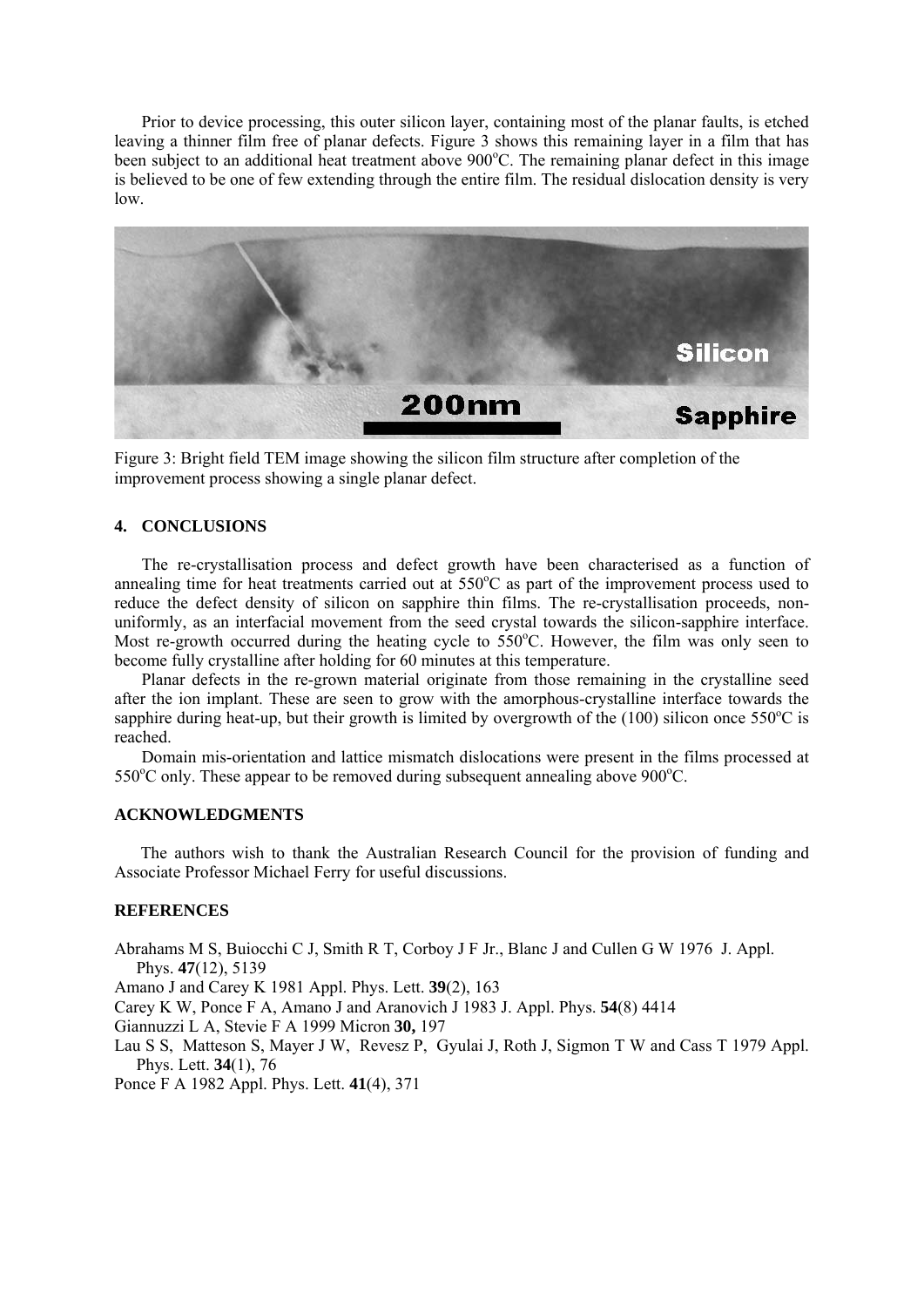Prior to device processing, this outer silicon layer, containing most of the planar faults, is etched leaving a thinner film free of planar defects. Figure 3 shows this remaining layer in a film that has been subject to an additional heat treatment above 900°C. The remaining planar defect in this image is believed to be one of few extending through the entire film. The residual dislocation density is very low.

Silicon

200nm

Sapphire

Figure 3: Bright field TEM image showing the silicon film structure after completion of the improvement process showing a single planar defect.

## 4. CONCLUSIONS

The re-crystallisation process and defect growth have been characterised as a function of annealing time for heat treatments carried out at 550°C as part of the improvement process used to reduce the defect density of silicon on sapphire thin films. The re-crystallisation proceeds, non-uniformly, as an interfacial movement from the seed crystal towards the silicon-sapphire interface. Most re-growth occurred during the heating cycle to 550°C. However, the film was only seen to become fully crystalline after holding for 60 minutes at this temperature.

Planar defects in the re-grown material originate from those remaining in the crystalline seed after the ion implant. These are seen to grow with the amorphous-crystalline interface towards the sapphire during heat-up, but their growth is limited by overgrowth of the (100) silicon once 550°C is reached.

Domain mis-orientation and lattice mismatch dislocations were present in the films processed at 550°C only. These appear to be removed during subsequent annealing above 900°C.

## ACKNOWLEDGMENTS

The authors wish to thank the Australian Research Council for the provision of funding and Associate Professor Michael Ferry for useful discussions.

## REFERENCES

Abrahams M S, Buiocchi C J, Smith R T, Corboy J F Jr., Blanc J and Cullen G W 1976 J. Appl. Phys. **47**(12), 5139

Amano J and Carey K 1981 Appl. Phys. Lett. **39**(2), 163

Carey K W, Ponce F A, Amano J and Aranovich J 1983 J. Appl. Phys. **54**(8) 4414

Giannuzzi L A, Stevie F A 1999 Micron **30,** 197

Lau S S, Matteson S, Mayer J W, Revesz P, Gyulai J, Roth J, Sigmon T W and Cass T 1979 Appl. Phys. Lett. **34**(1), 76

Ponce F A 1982 Appl. Phys. Lett. **41**(4), 371